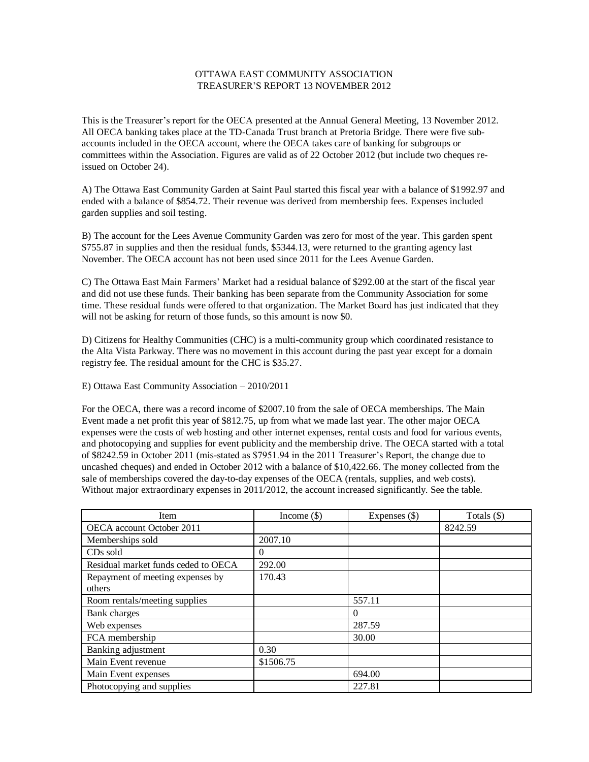# OTTAWA EAST COMMUNITY ASSOCIATION
## TREASURER'S REPORT 13 NOVEMBER 2012

This is the Treasurer's report for the OECA presented at the Annual General Meeting, 13 November 2012. All OECA banking takes place at the TD-Canada Trust branch at Pretoria Bridge. There were five sub-accounts included in the OECA account, where the OECA takes care of banking for subgroups or committees within the Association. Figures are valid as of 22 October 2012 (but include two cheques re-issued on October 24).

A) The Ottawa East Community Garden at Saint Paul started this fiscal year with a balance of $1992.97 and ended with a balance of $854.72. Their revenue was derived from membership fees. Expenses included garden supplies and soil testing.

B) The account for the Lees Avenue Community Garden was zero for most of the year. This garden spent $755.87 in supplies and then the residual funds, $5344.13, were returned to the granting agency last November. The OECA account has not been used since 2011 for the Lees Avenue Garden.

C) The Ottawa East Main Farmers' Market had a residual balance of $292.00 at the start of the fiscal year and did not use these funds. Their banking has been separate from the Community Association for some time. These residual funds were offered to that organization. The Market Board has just indicated that they will not be asking for return of those funds, so this amount is now $0.

D) Citizens for Healthy Communities (CHC) is a multi-community group which coordinated resistance to the Alta Vista Parkway. There was no movement in this account during the past year except for a domain registry fee. The residual amount for the CHC is $35.27.

E) Ottawa East Community Association – 2010/2011

For the OECA, there was a record income of $2007.10 from the sale of OECA memberships. The Main Event made a net profit this year of $812.75, up from what we made last year. The other major OECA expenses were the costs of web hosting and other internet expenses, rental costs and food for various events, and photocopying and supplies for event publicity and the membership drive. The OECA started with a total of $8242.59 in October 2011 (mis-stated as $7951.94 in the 2011 Treasurer's Report, the change due to uncashed cheques) and ended in October 2012 with a balance of $10,422.66. The money collected from the sale of memberships covered the day-to-day expenses of the OECA (rentals, supplies, and web costs). Without major extraordinary expenses in 2011/2012, the account increased significantly. See the table.

| Item | Income ($) | Expenses ($) | Totals ($) |
|---|---|---|---|
| OECA account October 2011 | | | 8242.59 |
| Memberships sold | 2007.10 | | |
| CDs sold | 0 | | |
| Residual market funds ceded to OECA | 292.00 | | |
| Repayment of meeting expenses by others | 170.43 | | |
| Room rentals/meeting supplies | | 557.11 | |
| Bank charges | | 0 | |
| Web expenses | | 287.59 | |
| FCA membership | | 30.00 | |
| Banking adjustment | 0.30 | | |
| Main Event revenue | $1506.75 | | |
| Main Event expenses | | 694.00 | |
| Photocopying and supplies | | 227.81 | |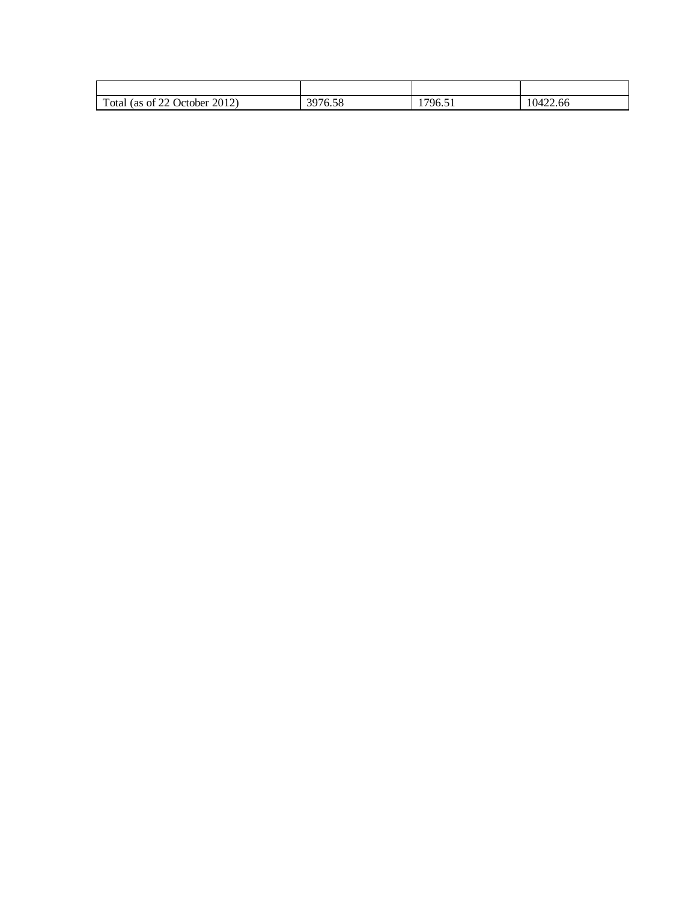| | | | |
|---|---|---|---|
| | | | |
| Total (as of 22 October 2012) | 3976.58 | 1796.51 | 10422.66 |